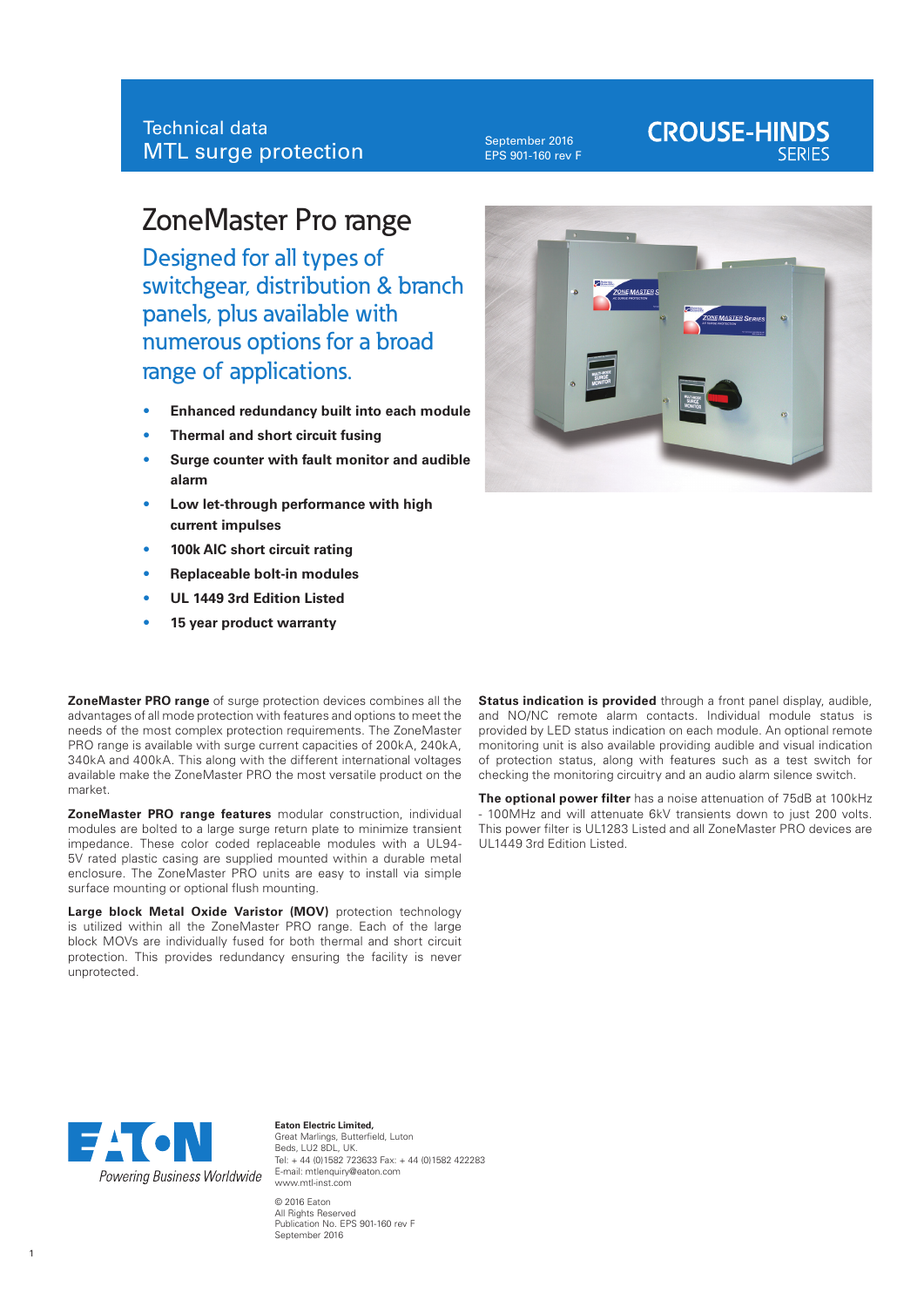Technical data
MTL surge protection

September 2016
EPS 901-160 rev F

CROUSE-HINDS SERIES

# ZoneMaster Pro range

## Designed for all types of switchgear, distribution & branch panels, plus available with numerous options for a broad range of applications.

- **Enhanced redundancy built into each module**
- **Thermal and short circuit fusing**
- **Surge counter with fault monitor and audible alarm**
- **Low let-through performance with high current impulses**
- **100k AIC short circuit rating**
- **Replaceable bolt-in modules**
- **UL 1449 3rd Edition Listed**
- **15 year product warranty**

**ZoneMaster PRO range** of surge protection devices combines all the advantages of all mode protection with features and options to meet the needs of the most complex protection requirements. The ZoneMaster PRO range is available with surge current capacities of 200kA, 240kA, 340kA and 400kA. This along with the different international voltages available make the ZoneMaster PRO the most versatile product on the market.

**ZoneMaster PRO range features** modular construction, individual modules are bolted to a large surge return plate to minimize transient impedance. These color coded replaceable modules with a UL94-5V rated plastic casing are supplied mounted within a durable metal enclosure. The ZoneMaster PRO units are easy to install via simple surface mounting or optional flush mounting.

**Large block Metal Oxide Varistor (MOV)** protection technology is utilized within all the ZoneMaster PRO range. Each of the large block MOVs are individually fused for both thermal and short circuit protection. This provides redundancy ensuring the facility is never unprotected.

**Status indication is provided** through a front panel display, audible, and NO/NC remote alarm contacts. Individual module status is provided by LED status indication on each module. An optional remote monitoring unit is also available providing audible and visual indication of protection status, along with features such as a test switch for checking the monitoring circuitry and an audio alarm silence switch.

**The optional power filter** has a noise attenuation of 75dB at 100kHz - 100MHz and will attenuate 6kV transients down to just 200 volts. This power filter is UL1283 Listed and all ZoneMaster PRO devices are UL1449 3rd Edition Listed.

EATON
Powering Business Worldwide

**Eaton Electric Limited,**
Great Marlings, Butterfield, Luton
Beds, LU2 8DL, UK.
Tel: + 44 (0)1582 723633 Fax: + 44 (0)1582 422283
E-mail: mtlenquiry@eaton.com
www.mtl-inst.com

© 2016 Eaton
All Rights Reserved
Publication No. EPS 901-160 rev F
September 2016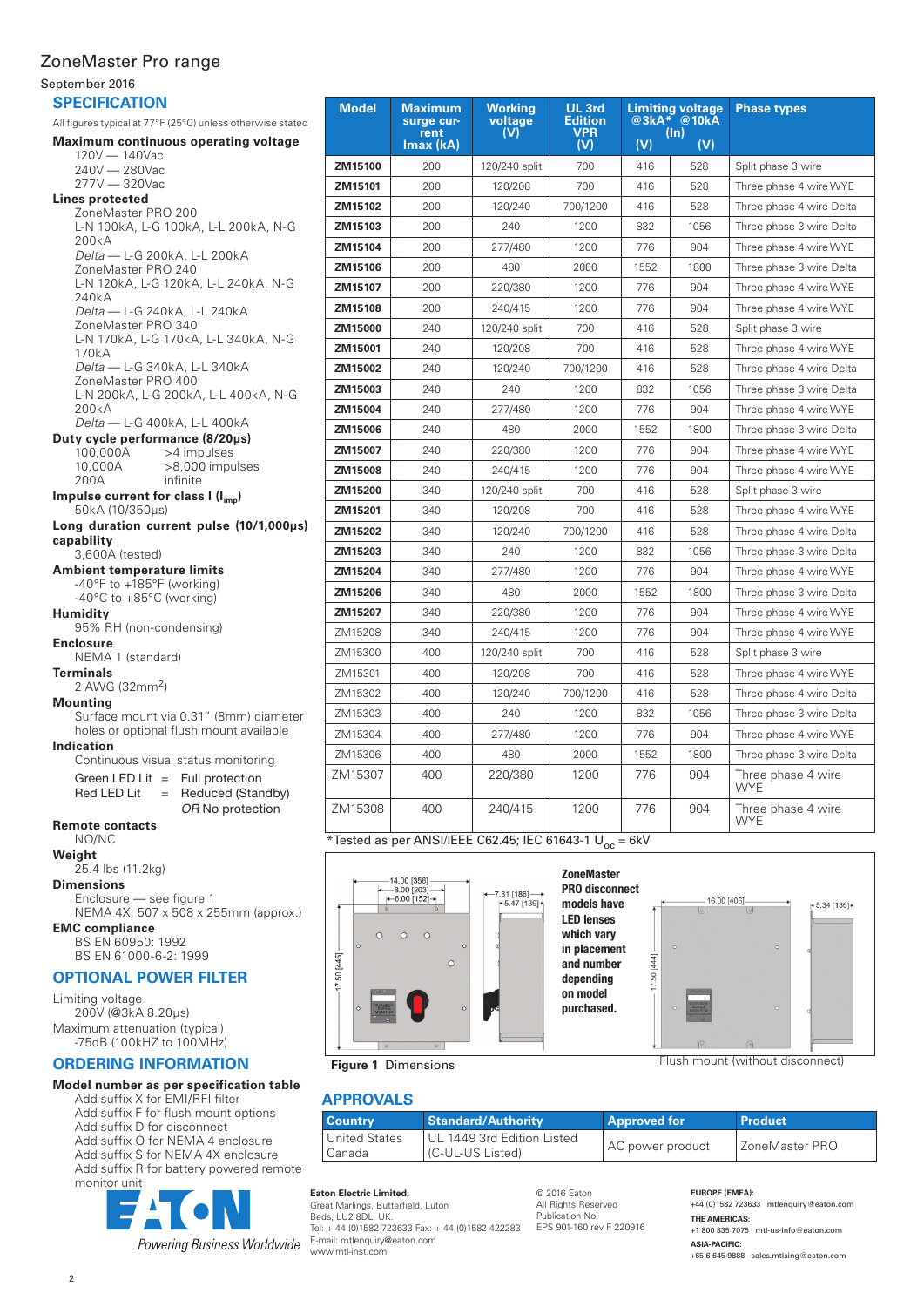# ZoneMaster Pro range

September 2016

## SPECIFICATION

All figures typical at 77°F (25°C) unless otherwise stated

**Maximum continuous operating voltage**

120V — 140Vac
240V — 280Vac
277V — 320Vac

**Lines protected**

ZoneMaster PRO 200
L-N 100kA, L-G 100kA, L-L 200kA, N-G 200kA
*Delta* — L-G 200kA, L-L 200kA
ZoneMaster PRO 240
L-N 120kA, L-G 120kA, L-L 240kA, N-G 240kA
*Delta* — L-G 240kA, L-L 240kA
ZoneMaster PRO 340
L-N 170kA, L-G 170kA, L-L 340kA, N-G 170kA
*Delta* — L-G 340kA, L-L 340kA
ZoneMaster PRO 400
L-N 200kA, L-G 200kA, L-L 400kA, N-G 200kA
*Delta* — L-G 400kA, L-L 400kA

**Duty cycle performance (8/20µs)**

100,000A >4 impulses
10,000A >8,000 impulses
200A infinite

**Impulse current for class I ($I_{imp}$)**

50kA (10/350µs)

**Long duration current pulse (10/1,000µs) capability**

3,600A (tested)

**Ambient temperature limits**

-40°F to +185°F (working)
-40°C to +85°C (working)

**Humidity**

95% RH (non-condensing)

**Enclosure**

NEMA 1 (standard)

**Terminals**

2 AWG (32mm$^2$)

**Mounting**

Surface mount via 0.31" (8mm) diameter holes or optional flush mount available

**Indication**

Continuous visual status monitoring
Green LED Lit = Full protection
Red LED Lit = Reduced (Standby) *OR* No protection

**Remote contacts**

NO/NC

**Weight**

25.4 lbs (11.2kg)

**Dimensions**

Enclosure — see figure 1
NEMA 4X: 507 x 508 x 255mm (approx.)

**EMC compliance**

BS EN 60950: 1992
BS EN 61000-6-2: 1999

## OPTIONAL POWER FILTER

Limiting voltage
200V (@3kA 8.20µs)
Maximum attenuation (typical)
-75dB (100kHZ to 100MHz)

## ORDERING INFORMATION

**Model number as per specification table**

Add suffix X for EMI/RFI filter
Add suffix F for flush mount options
Add suffix D for disconnect
Add suffix O for NEMA 4 enclosure
Add suffix S for NEMA 4X enclosure
Add suffix R for battery powered remote monitor unit

| Model | Maximum surge current Imax (kA) | Working voltage (V) | UL 3rd Edition VPR (V) | Limiting voltage @3kA* (V) | @10kA (In) (V) | Phase types |
|---|---|---|---|---|---|---|
| ZM15100 | 200 | 120/240 split | 700 | 416 | 528 | Split phase 3 wire |
| ZM15101 | 200 | 120/208 | 700 | 416 | 528 | Three phase 4 wire WYE |
| ZM15102 | 200 | 120/240 | 700/1200 | 416 | 528 | Three phase 4 wire Delta |
| ZM15103 | 200 | 240 | 1200 | 832 | 1056 | Three phase 3 wire Delta |
| ZM15104 | 200 | 277/480 | 1200 | 776 | 904 | Three phase 4 wire WYE |
| ZM15106 | 200 | 480 | 2000 | 1552 | 1800 | Three phase 3 wire Delta |
| ZM15107 | 200 | 220/380 | 1200 | 776 | 904 | Three phase 4 wire WYE |
| ZM15108 | 200 | 240/415 | 1200 | 776 | 904 | Three phase 4 wire WYE |
| ZM15000 | 240 | 120/240 split | 700 | 416 | 528 | Split phase 3 wire |
| ZM15001 | 240 | 120/208 | 700 | 416 | 528 | Three phase 4 wire WYE |
| ZM15002 | 240 | 120/240 | 700/1200 | 416 | 528 | Three phase 4 wire Delta |
| ZM15003 | 240 | 240 | 1200 | 832 | 1056 | Three phase 3 wire Delta |
| ZM15004 | 240 | 277/480 | 1200 | 776 | 904 | Three phase 4 wire WYE |
| ZM15006 | 240 | 480 | 2000 | 1552 | 1800 | Three phase 3 wire Delta |
| ZM15007 | 240 | 220/380 | 1200 | 776 | 904 | Three phase 4 wire WYE |
| ZM15008 | 240 | 240/415 | 1200 | 776 | 904 | Three phase 4 wire WYE |
| ZM15200 | 340 | 120/240 split | 700 | 416 | 528 | Split phase 3 wire |
| ZM15201 | 340 | 120/208 | 700 | 416 | 528 | Three phase 4 wire WYE |
| ZM15202 | 340 | 120/240 | 700/1200 | 416 | 528 | Three phase 4 wire Delta |
| ZM15203 | 340 | 240 | 1200 | 832 | 1056 | Three phase 3 wire Delta |
| ZM15204 | 340 | 277/480 | 1200 | 776 | 904 | Three phase 4 wire WYE |
| ZM15206 | 340 | 480 | 2000 | 1552 | 1800 | Three phase 3 wire Delta |
| ZM15207 | 340 | 220/380 | 1200 | 776 | 904 | Three phase 4 wire WYE |
| ZM15208 | 340 | 240/415 | 1200 | 776 | 904 | Three phase 4 wire WYE |
| ZM15300 | 400 | 120/240 split | 700 | 416 | 528 | Split phase 3 wire |
| ZM15301 | 400 | 120/208 | 700 | 416 | 528 | Three phase 4 wire WYE |
| ZM15302 | 400 | 120/240 | 700/1200 | 416 | 528 | Three phase 4 wire Delta |
| ZM15303 | 400 | 240 | 1200 | 832 | 1056 | Three phase 3 wire Delta |
| ZM15304 | 400 | 277/480 | 1200 | 776 | 904 | Three phase 4 wire WYE |
| ZM15306 | 400 | 480 | 2000 | 1552 | 1800 | Three phase 3 wire Delta |
| ZM15307 | 400 | 220/380 | 1200 | 776 | 904 | Three phase 4 wire WYE |
| ZM15308 | 400 | 240/415 | 1200 | 776 | 904 | Three phase 4 wire WYE |

*Tested as per ANSI/IEEE C62.45; IEC 61643-1 $U_{oc}$ = 6kV

14.00 [356]
8.00 [203]
6.00 [152]
17.50 [445]
7.31 [186]
5.47 [139]

**ZoneMaster PRO disconnect models have LED lenses which vary in placement and number depending on model purchased.**

16.00 [406]
5.34 [136]
17.50 [444]

Flush mount (without disconnect)

**Figure 1** Dimensions

## APPROVALS

| Country | Standard/Authority | Approved for | Product |
|---|---|---|---|
| United States Canada | UL 1449 3rd Edition Listed (C-UL-US Listed) | AC power product | ZoneMaster PRO |

EATON
*Powering Business Worldwide*

**Eaton Electric Limited,**
Great Marlings, Butterfield, Luton
Beds, LU2 8DL, UK.
Tel: + 44 (0)1582 723633 Fax: + 44 (0)1582 422283
E-mail: mtlenquiry@eaton.com
www.mtl-inst.com

© 2016 Eaton
All Rights Reserved
Publication No.
EPS 901-160 rev F 220916

**EUROPE (EMEA):**
+44 (0)1582 723633 mtlenquiry@eaton.com

**THE AMERICAS:**
+1 800 835 7075 mtl-us-info@eaton.com

**ASIA-PACIFIC:**
+65 6 645 9888 sales.mtlsing@eaton.com